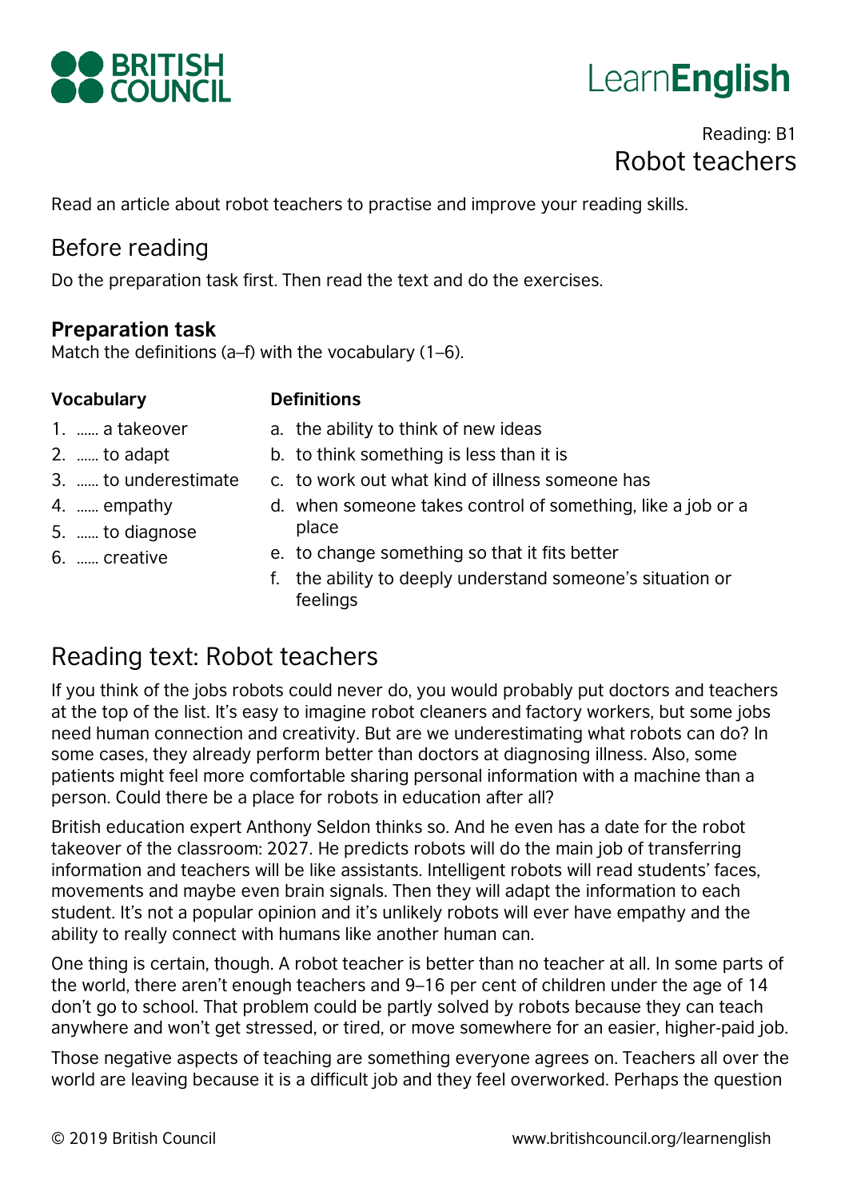BRITISH COUNCIL

LearnEnglish

Reading: B1

# Robot teachers

Read an article about robot teachers to practise and improve your reading skills.

## Before reading

Do the preparation task first. Then read the text and do the exercises.

### Preparation task

Match the definitions (a–f) with the vocabulary (1–6).

| Vocabulary | Definitions |
|---|---|
| 1. …… a takeover | a. the ability to think of new ideas |
| 2. …… to adapt | b. to think something is less than it is |
| 3. …… to underestimate | c. to work out what kind of illness someone has |
| 4. …… empathy | d. when someone takes control of something, like a job or a place |
| 5. …… to diagnose | e. to change something so that it fits better |
| 6. …… creative | f. the ability to deeply understand someone's situation or feelings |

## Reading text: Robot teachers

If you think of the jobs robots could never do, you would probably put doctors and teachers at the top of the list. It's easy to imagine robot cleaners and factory workers, but some jobs need human connection and creativity. But are we underestimating what robots can do? In some cases, they already perform better than doctors at diagnosing illness. Also, some patients might feel more comfortable sharing personal information with a machine than a person. Could there be a place for robots in education after all?

British education expert Anthony Seldon thinks so. And he even has a date for the robot takeover of the classroom: 2027. He predicts robots will do the main job of transferring information and teachers will be like assistants. Intelligent robots will read students' faces, movements and maybe even brain signals. Then they will adapt the information to each student. It's not a popular opinion and it's unlikely robots will ever have empathy and the ability to really connect with humans like another human can.

One thing is certain, though. A robot teacher is better than no teacher at all. In some parts of the world, there aren't enough teachers and 9–16 per cent of children under the age of 14 don't go to school. That problem could be partly solved by robots because they can teach anywhere and won't get stressed, or tired, or move somewhere for an easier, higher-paid job.

Those negative aspects of teaching are something everyone agrees on. Teachers all over the world are leaving because it is a difficult job and they feel overworked. Perhaps the question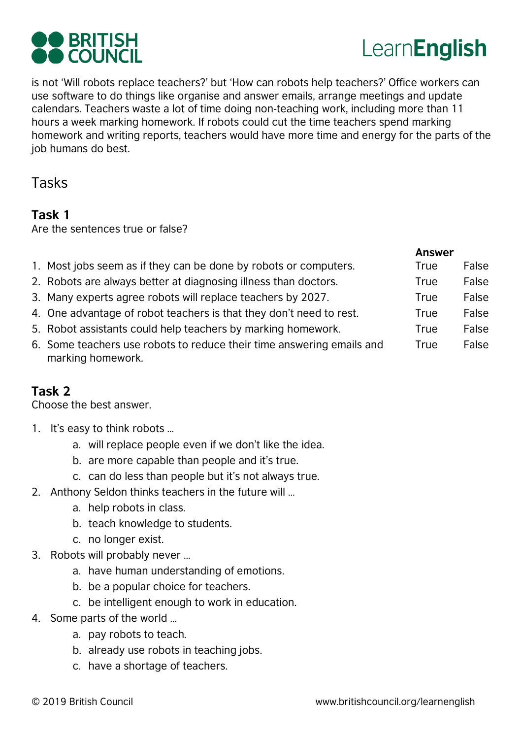is not 'Will robots replace teachers?' but 'How can robots help teachers?' Office workers can use software to do things like organise and answer emails, arrange meetings and update calendars. Teachers waste a lot of time doing non-teaching work, including more than 11 hours a week marking homework. If robots could cut the time teachers spend marking homework and writing reports, teachers would have more time and energy for the parts of the job humans do best.

## Tasks

### Task 1

Are the sentences true or false?

| | | Answer | |
|---|---|---|---|
| 1. | Most jobs seem as if they can be done by robots or computers. | True | False |
| 2. | Robots are always better at diagnosing illness than doctors. | True | False |
| 3. | Many experts agree robots will replace teachers by 2027. | True | False |
| 4. | One advantage of robot teachers is that they don't need to rest. | True | False |
| 5. | Robot assistants could help teachers by marking homework. | True | False |
| 6. | Some teachers use robots to reduce their time answering emails and marking homework. | True | False |

### Task 2

Choose the best answer.

1. It's easy to think robots …
   a. will replace people even if we don't like the idea.
   b. are more capable than people and it's true.
   c. can do less than people but it's not always true.
2. Anthony Seldon thinks teachers in the future will …
   a. help robots in class.
   b. teach knowledge to students.
   c. no longer exist.
3. Robots will probably never …
   a. have human understanding of emotions.
   b. be a popular choice for teachers.
   c. be intelligent enough to work in education.
4. Some parts of the world …
   a. pay robots to teach.
   b. already use robots in teaching jobs.
   c. have a shortage of teachers.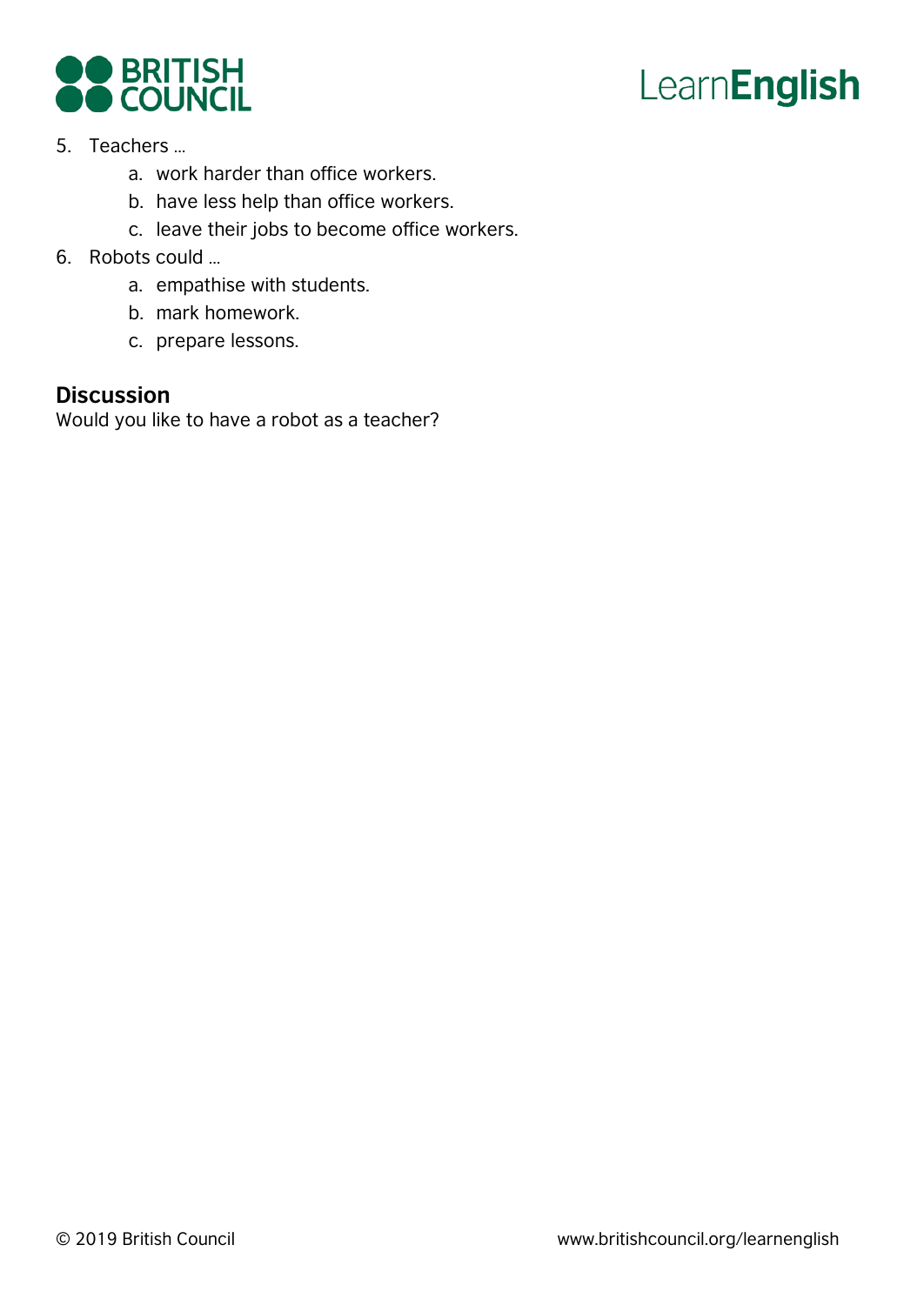5. Teachers …
    a. work harder than office workers.
    b. have less help than office workers.
    c. leave their jobs to become office workers.
6. Robots could …
    a. empathise with students.
    b. mark homework.
    c. prepare lessons.

## Discussion

Would you like to have a robot as a teacher?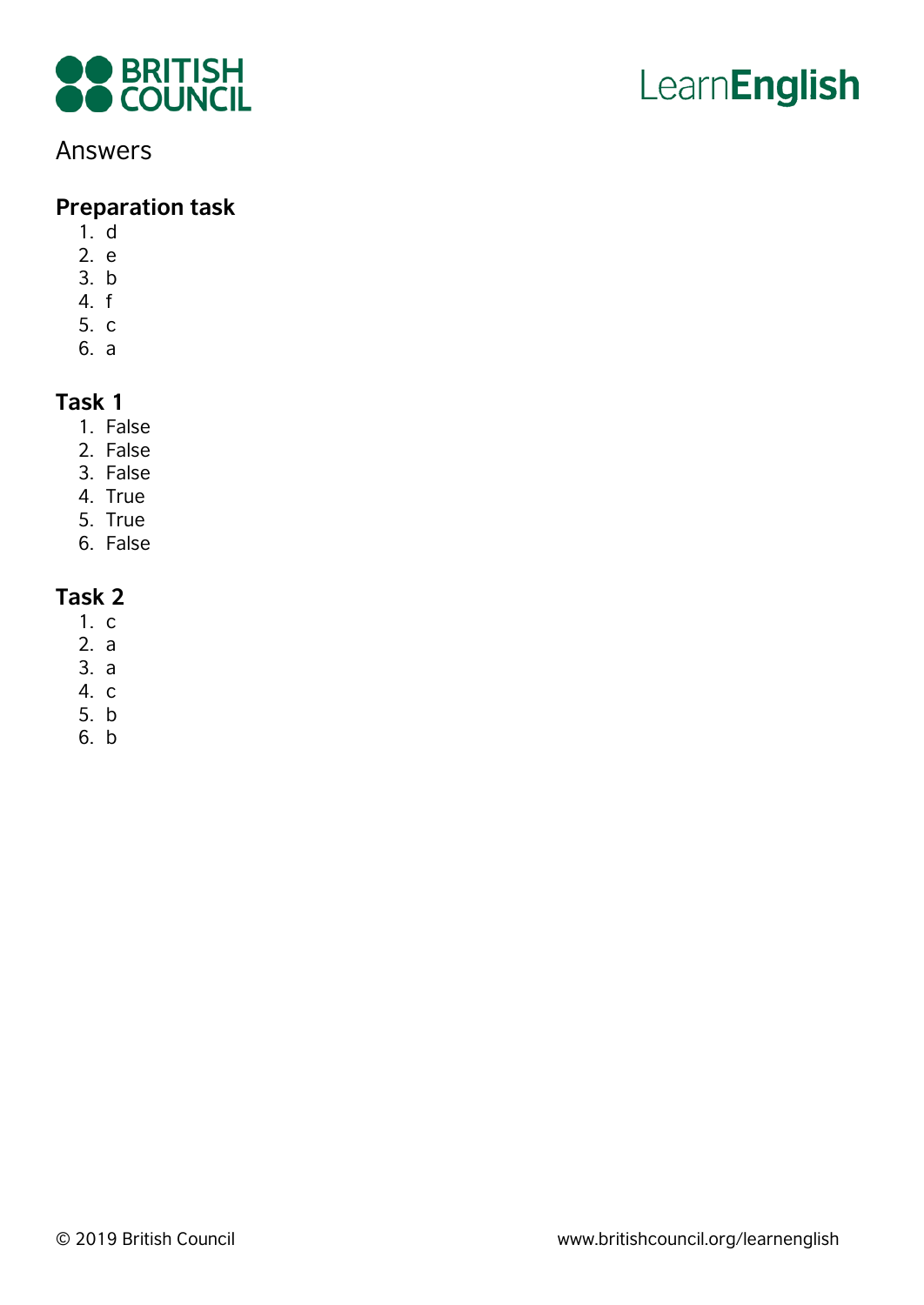# Answers

## Preparation task

1. d
2. e
3. b
4. f
5. c
6. a

## Task 1

1. False
2. False
3. False
4. True
5. True
6. False

## Task 2

1. c
2. a
3. a
4. c
5. b
6. b